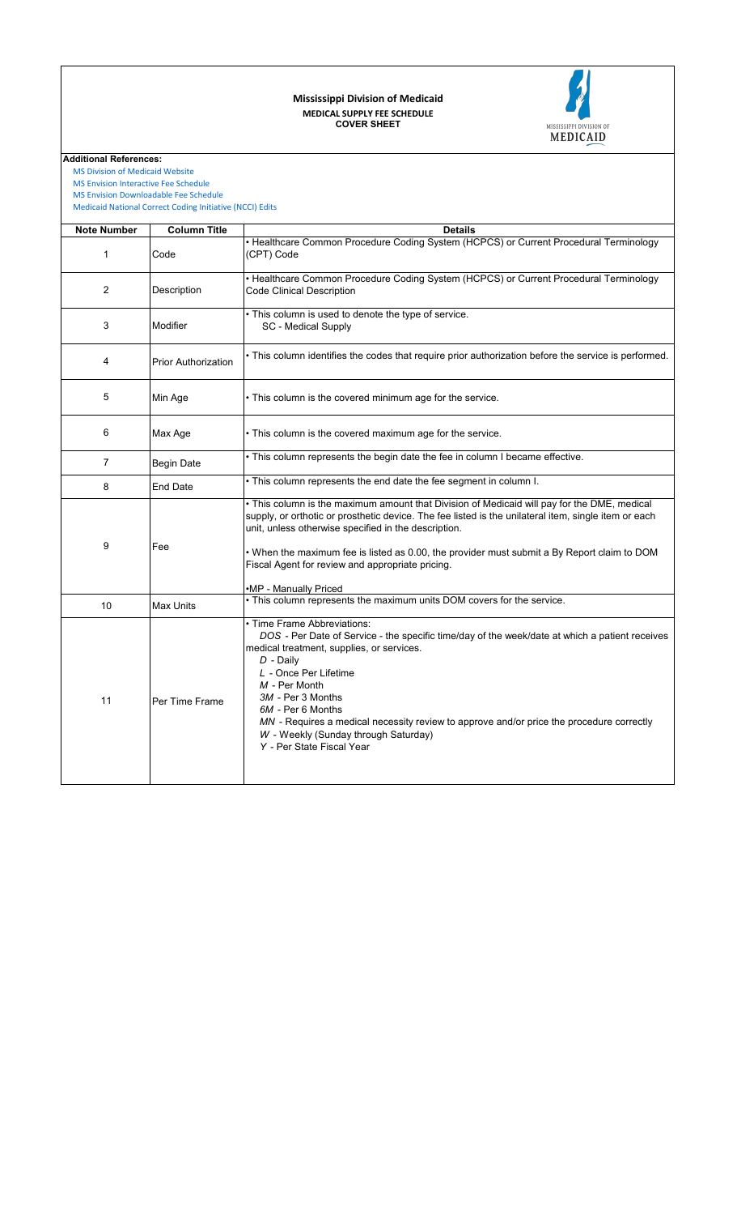# Mississippi Division of Medicaid

## MEDICAL SUPPLY FEE SCHEDULE

### COVER SHEET

MISSISSIPPI DIVISION OF MEDICAID

**Additional References:**

MS Division of Medicaid Website
MS Envision Interactive Fee Schedule
MS Envision Downloadable Fee Schedule
Medicaid National Correct Coding Initiative (NCCI) Edits

| Note Number | Column Title | Details |
|---|---|---|
| 1 | Code | • Healthcare Common Procedure Coding System (HCPCS) or Current Procedural Terminology (CPT) Code |
| 2 | Description | • Healthcare Common Procedure Coding System (HCPCS) or Current Procedural Terminology Code Clinical Description |
| 3 | Modifier | • This column is used to denote the type of service.<br>SC - Medical Supply |
| 4 | Prior Authorization | • This column identifies the codes that require prior authorization before the service is performed. |
| 5 | Min Age | • This column is the covered minimum age for the service. |
| 6 | Max Age | • This column is the covered maximum age for the service. |
| 7 | Begin Date | • This column represents the begin date the fee in column I became effective. |
| 8 | End Date | • This column represents the end date the fee segment in column I. |
| 9 | Fee | • This column is the maximum amount that Division of Medicaid will pay for the DME, medical supply, or orthotic or prosthetic device. The fee listed is the unilateral item, single item or each unit, unless otherwise specified in the description.<br><br>• When the maximum fee is listed as 0.00, the provider must submit a By Report claim to DOM Fiscal Agent for review and appropriate pricing.<br><br>•MP - Manually Priced |
| 10 | Max Units | • This column represents the maximum units DOM covers for the service. |
| 11 | Per Time Frame | • Time Frame Abbreviations:<br>*DOS* - Per Date of Service - the specific time/day of the week/date at which a patient receives medical treatment, supplies, or services.<br>*D* - Daily<br>*L* - Once Per Lifetime<br>*M* - Per Month<br>*3M* - Per 3 Months<br>*6M* - Per 6 Months<br>*MN* - Requires a medical necessity review to approve and/or price the procedure correctly<br>*W* - Weekly (Sunday through Saturday)<br>*Y* - Per State Fiscal Year |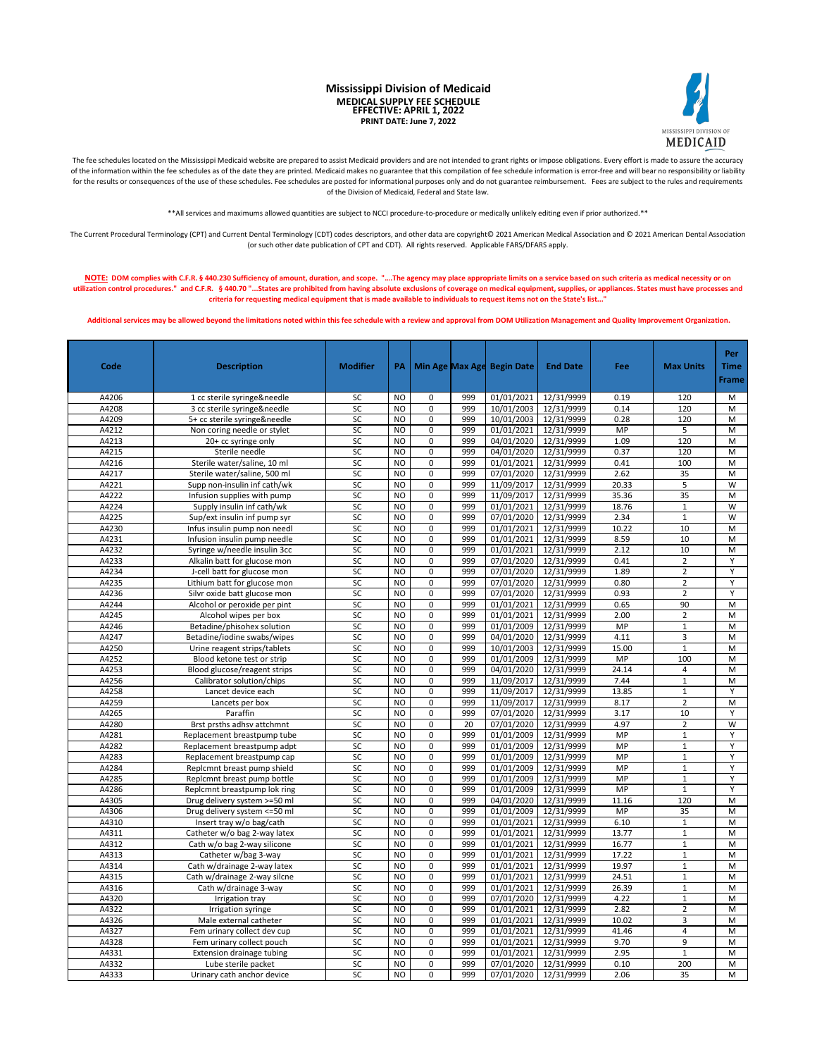# Mississippi Division of Medicaid

**MEDICAL SUPPLY FEE SCHEDULE**
**EFFECTIVE: APRIL 1, 2022**
**PRINT DATE: June 7, 2022**

The fee schedules located on the Mississippi Medicaid website are prepared to assist Medicaid providers and are not intended to grant rights or impose obligations. Every effort is made to assure the accuracy of the information within the fee schedules as of the date they are printed. Medicaid makes no guarantee that this compilation of fee schedule information is error-free and will bear no responsibility or liability for the results or consequences of the use of these schedules. Fee schedules are posted for informational purposes only and do not guarantee reimbursement. Fees are subject to the rules and requirements of the Division of Medicaid, Federal and State law.

**All services and maximums allowed quantities are subject to NCCI procedure-to-procedure or medically unlikely editing even if prior authorized.**

The Current Procedural Terminology (CPT) and Current Dental Terminology (CDT) codes descriptors, and other data are copyright© 2021 American Medical Association and © 2021 American Dental Association (or such other date publication of CPT and CDT). All rights reserved. Applicable FARS/DFARS apply.

**NOTE: DOM complies with C.F.R. § 440.230 Sufficiency of amount, duration, and scope. "….The agency may place appropriate limits on a service based on such criteria as medical necessity or on utilization control procedures." and C.F.R. § 440.70 "...States are prohibited from having absolute exclusions of coverage on medical equipment, supplies, or appliances. States must have processes and criteria for requesting medical equipment that is made available to individuals to request items not on the State's list..."**

**Additional services may be allowed beyond the limitations noted within this fee schedule with a review and approval from DOM Utilization Management and Quality Improvement Organization.**

| Code | Description | Modifier | PA | Min Age | Max Age | Begin Date | End Date | Fee | Max Units | Per Time Frame |
|---|---|---|---|---|---|---|---|---|---|---|
| A4206 | 1 cc sterile syringe&needle | SC | NO | 0 | 999 | 01/01/2021 | 12/31/9999 | 0.19 | 120 | M |
| A4208 | 3 cc sterile syringe&needle | SC | NO | 0 | 999 | 10/01/2003 | 12/31/9999 | 0.14 | 120 | M |
| A4209 | 5+ cc sterile syringe&needle | SC | NO | 0 | 999 | 10/01/2003 | 12/31/9999 | 0.28 | 120 | M |
| A4212 | Non coring needle or stylet | SC | NO | 0 | 999 | 01/01/2021 | 12/31/9999 | MP | 5 | M |
| A4213 | 20+ cc syringe only | SC | NO | 0 | 999 | 04/01/2020 | 12/31/9999 | 1.09 | 120 | M |
| A4215 | Sterile needle | SC | NO | 0 | 999 | 04/01/2020 | 12/31/9999 | 0.37 | 120 | M |
| A4216 | Sterile water/saline, 10 ml | SC | NO | 0 | 999 | 01/01/2021 | 12/31/9999 | 0.41 | 100 | M |
| A4217 | Sterile water/saline, 500 ml | SC | NO | 0 | 999 | 07/01/2020 | 12/31/9999 | 2.62 | 35 | M |
| A4221 | Supp non-insulin inf cath/wk | SC | NO | 0 | 999 | 11/09/2017 | 12/31/9999 | 20.33 | 5 | W |
| A4222 | Infusion supplies with pump | SC | NO | 0 | 999 | 11/09/2017 | 12/31/9999 | 35.36 | 35 | M |
| A4224 | Supply insulin inf cath/wk | SC | NO | 0 | 999 | 01/01/2021 | 12/31/9999 | 18.76 | 1 | W |
| A4225 | Sup/ext insulin inf pump syr | SC | NO | 0 | 999 | 07/01/2020 | 12/31/9999 | 2.34 | 1 | W |
| A4230 | Infus insulin pump non needl | SC | NO | 0 | 999 | 01/01/2021 | 12/31/9999 | 10.22 | 10 | M |
| A4231 | Infusion insulin pump needle | SC | NO | 0 | 999 | 01/01/2021 | 12/31/9999 | 8.59 | 10 | M |
| A4232 | Syringe w/needle insulin 3cc | SC | NO | 0 | 999 | 01/01/2021 | 12/31/9999 | 2.12 | 10 | M |
| A4233 | Alkalin batt for glucose mon | SC | NO | 0 | 999 | 07/01/2020 | 12/31/9999 | 0.41 | 2 | Y |
| A4234 | J-cell batt for glucose mon | SC | NO | 0 | 999 | 07/01/2020 | 12/31/9999 | 1.89 | 2 | Y |
| A4235 | Lithium batt for glucose mon | SC | NO | 0 | 999 | 07/01/2020 | 12/31/9999 | 0.80 | 2 | Y |
| A4236 | Silvr oxide batt glucose mon | SC | NO | 0 | 999 | 07/01/2020 | 12/31/9999 | 0.93 | 2 | Y |
| A4244 | Alcohol or peroxide per pint | SC | NO | 0 | 999 | 01/01/2021 | 12/31/9999 | 0.65 | 90 | M |
| A4245 | Alcohol wipes per box | SC | NO | 0 | 999 | 01/01/2021 | 12/31/9999 | 2.00 | 2 | M |
| A4246 | Betadine/phisohex solution | SC | NO | 0 | 999 | 01/01/2009 | 12/31/9999 | MP | 1 | M |
| A4247 | Betadine/iodine swabs/wipes | SC | NO | 0 | 999 | 04/01/2020 | 12/31/9999 | 4.11 | 3 | M |
| A4250 | Urine reagent strips/tablets | SC | NO | 0 | 999 | 10/01/2003 | 12/31/9999 | 15.00 | 1 | M |
| A4252 | Blood ketone test or strip | SC | NO | 0 | 999 | 01/01/2009 | 12/31/9999 | MP | 100 | M |
| A4253 | Blood glucose/reagent strips | SC | NO | 0 | 999 | 04/01/2020 | 12/31/9999 | 24.14 | 4 | M |
| A4256 | Calibrator solution/chips | SC | NO | 0 | 999 | 11/09/2017 | 12/31/9999 | 7.44 | 1 | M |
| A4258 | Lancet device each | SC | NO | 0 | 999 | 11/09/2017 | 12/31/9999 | 13.85 | 1 | Y |
| A4259 | Lancets per box | SC | NO | 0 | 999 | 11/09/2017 | 12/31/9999 | 8.17 | 2 | M |
| A4265 | Paraffin | SC | NO | 0 | 999 | 07/01/2020 | 12/31/9999 | 3.17 | 10 | Y |
| A4280 | Brst prsths adhsv attchmnt | SC | NO | 0 | 20 | 07/01/2020 | 12/31/9999 | 4.97 | 2 | W |
| A4281 | Replacement breastpump tube | SC | NO | 0 | 999 | 01/01/2009 | 12/31/9999 | MP | 1 | Y |
| A4282 | Replacement breastpump adpt | SC | NO | 0 | 999 | 01/01/2009 | 12/31/9999 | MP | 1 | Y |
| A4283 | Replacement breastpump cap | SC | NO | 0 | 999 | 01/01/2009 | 12/31/9999 | MP | 1 | Y |
| A4284 | Replcmnt breast pump shield | SC | NO | 0 | 999 | 01/01/2009 | 12/31/9999 | MP | 1 | Y |
| A4285 | Replcmnt breast pump bottle | SC | NO | 0 | 999 | 01/01/2009 | 12/31/9999 | MP | 1 | Y |
| A4286 | Replcmnt breastpump lok ring | SC | NO | 0 | 999 | 01/01/2009 | 12/31/9999 | MP | 1 | Y |
| A4305 | Drug delivery system >=50 ml | SC | NO | 0 | 999 | 04/01/2020 | 12/31/9999 | 11.16 | 120 | M |
| A4306 | Drug delivery system <=50 ml | SC | NO | 0 | 999 | 01/01/2009 | 12/31/9999 | MP | 35 | M |
| A4310 | Insert tray w/o bag/cath | SC | NO | 0 | 999 | 01/01/2021 | 12/31/9999 | 6.10 | 1 | M |
| A4311 | Catheter w/o bag 2-way latex | SC | NO | 0 | 999 | 01/01/2021 | 12/31/9999 | 13.77 | 1 | M |
| A4312 | Cath w/o bag 2-way silicone | SC | NO | 0 | 999 | 01/01/2021 | 12/31/9999 | 16.77 | 1 | M |
| A4313 | Catheter w/bag 3-way | SC | NO | 0 | 999 | 01/01/2021 | 12/31/9999 | 17.22 | 1 | M |
| A4314 | Cath w/drainage 2-way latex | SC | NO | 0 | 999 | 01/01/2021 | 12/31/9999 | 19.97 | 1 | M |
| A4315 | Cath w/drainage 2-way silcne | SC | NO | 0 | 999 | 01/01/2021 | 12/31/9999 | 24.51 | 1 | M |
| A4316 | Cath w/drainage 3-way | SC | NO | 0 | 999 | 01/01/2021 | 12/31/9999 | 26.39 | 1 | M |
| A4320 | Irrigation tray | SC | NO | 0 | 999 | 07/01/2020 | 12/31/9999 | 4.22 | 1 | M |
| A4322 | Irrigation syringe | SC | NO | 0 | 999 | 01/01/2021 | 12/31/9999 | 2.82 | 2 | M |
| A4326 | Male external catheter | SC | NO | 0 | 999 | 01/01/2021 | 12/31/9999 | 10.02 | 3 | M |
| A4327 | Fem urinary collect dev cup | SC | NO | 0 | 999 | 01/01/2021 | 12/31/9999 | 41.46 | 4 | M |
| A4328 | Fem urinary collect pouch | SC | NO | 0 | 999 | 01/01/2021 | 12/31/9999 | 9.70 | 9 | M |
| A4331 | Extension drainage tubing | SC | NO | 0 | 999 | 01/01/2021 | 12/31/9999 | 2.95 | 1 | M |
| A4332 | Lube sterile packet | SC | NO | 0 | 999 | 07/01/2020 | 12/31/9999 | 0.10 | 200 | M |
| A4333 | Urinary cath anchor device | SC | NO | 0 | 999 | 07/01/2020 | 12/31/9999 | 2.06 | 35 | M |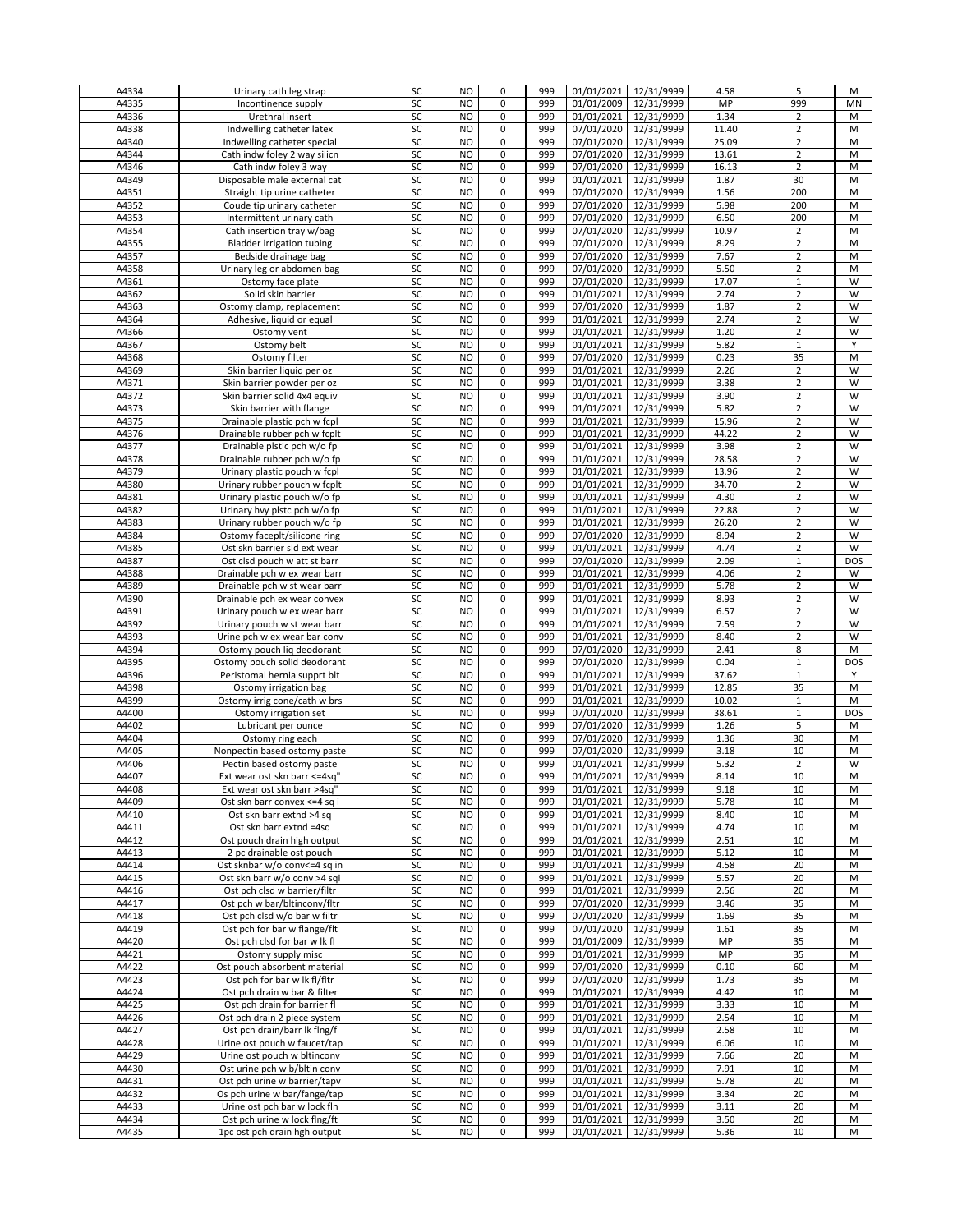| | | | | | | | | | | |
|---|---|---|---|---|---|---|---|---|---|---|
| A4334 | Urinary cath leg strap | SC | NO | 0 | 999 | 01/01/2021 | 12/31/9999 | 4.58 | 5 | M |
| A4335 | Incontinence supply | SC | NO | 0 | 999 | 01/01/2009 | 12/31/9999 | MP | 999 | MN |
| A4336 | Urethral insert | SC | NO | 0 | 999 | 01/01/2021 | 12/31/9999 | 1.34 | 2 | M |
| A4338 | Indwelling catheter latex | SC | NO | 0 | 999 | 07/01/2020 | 12/31/9999 | 11.40 | 2 | M |
| A4340 | Indwelling catheter special | SC | NO | 0 | 999 | 07/01/2020 | 12/31/9999 | 25.09 | 2 | M |
| A4344 | Cath indw foley 2 way silicn | SC | NO | 0 | 999 | 07/01/2020 | 12/31/9999 | 13.61 | 2 | M |
| A4346 | Cath indw foley 3 way | SC | NO | 0 | 999 | 07/01/2020 | 12/31/9999 | 16.13 | 2 | M |
| A4349 | Disposable male external cat | SC | NO | 0 | 999 | 01/01/2021 | 12/31/9999 | 1.87 | 30 | M |
| A4351 | Straight tip urine catheter | SC | NO | 0 | 999 | 07/01/2020 | 12/31/9999 | 1.56 | 200 | M |
| A4352 | Coude tip urinary catheter | SC | NO | 0 | 999 | 07/01/2020 | 12/31/9999 | 5.98 | 200 | M |
| A4353 | Intermittent urinary cath | SC | NO | 0 | 999 | 07/01/2020 | 12/31/9999 | 6.50 | 200 | M |
| A4354 | Cath insertion tray w/bag | SC | NO | 0 | 999 | 07/01/2020 | 12/31/9999 | 10.97 | 2 | M |
| A4355 | Bladder irrigation tubing | SC | NO | 0 | 999 | 07/01/2020 | 12/31/9999 | 8.29 | 2 | M |
| A4357 | Bedside drainage bag | SC | NO | 0 | 999 | 07/01/2020 | 12/31/9999 | 7.67 | 2 | M |
| A4358 | Urinary leg or abdomen bag | SC | NO | 0 | 999 | 07/01/2020 | 12/31/9999 | 5.50 | 2 | M |
| A4361 | Ostomy face plate | SC | NO | 0 | 999 | 07/01/2020 | 12/31/9999 | 17.07 | 1 | W |
| A4362 | Solid skin barrier | SC | NO | 0 | 999 | 01/01/2021 | 12/31/9999 | 2.74 | 2 | W |
| A4363 | Ostomy clamp, replacement | SC | NO | 0 | 999 | 07/01/2020 | 12/31/9999 | 1.87 | 2 | W |
| A4364 | Adhesive, liquid or equal | SC | NO | 0 | 999 | 01/01/2021 | 12/31/9999 | 2.74 | 2 | W |
| A4366 | Ostomy vent | SC | NO | 0 | 999 | 01/01/2021 | 12/31/9999 | 1.20 | 2 | W |
| A4367 | Ostomy belt | SC | NO | 0 | 999 | 01/01/2021 | 12/31/9999 | 5.82 | 1 | Y |
| A4368 | Ostomy filter | SC | NO | 0 | 999 | 07/01/2020 | 12/31/9999 | 0.23 | 35 | M |
| A4369 | Skin barrier liquid per oz | SC | NO | 0 | 999 | 01/01/2021 | 12/31/9999 | 2.26 | 2 | W |
| A4371 | Skin barrier powder per oz | SC | NO | 0 | 999 | 01/01/2021 | 12/31/9999 | 3.38 | 2 | W |
| A4372 | Skin barrier solid 4x4 equiv | SC | NO | 0 | 999 | 01/01/2021 | 12/31/9999 | 3.90 | 2 | W |
| A4373 | Skin barrier with flange | SC | NO | 0 | 999 | 01/01/2021 | 12/31/9999 | 5.82 | 2 | W |
| A4375 | Drainable plastic pch w fcpl | SC | NO | 0 | 999 | 01/01/2021 | 12/31/9999 | 15.96 | 2 | W |
| A4376 | Drainable rubber pch w fcplt | SC | NO | 0 | 999 | 01/01/2021 | 12/31/9999 | 44.22 | 2 | W |
| A4377 | Drainable plstic pch w/o fp | SC | NO | 0 | 999 | 01/01/2021 | 12/31/9999 | 3.98 | 2 | W |
| A4378 | Drainable rubber pch w/o fp | SC | NO | 0 | 999 | 01/01/2021 | 12/31/9999 | 28.58 | 2 | W |
| A4379 | Urinary plastic pouch w fcpl | SC | NO | 0 | 999 | 01/01/2021 | 12/31/9999 | 13.96 | 2 | W |
| A4380 | Urinary rubber pouch w fcplt | SC | NO | 0 | 999 | 01/01/2021 | 12/31/9999 | 34.70 | 2 | W |
| A4381 | Urinary plastic pouch w/o fp | SC | NO | 0 | 999 | 01/01/2021 | 12/31/9999 | 4.30 | 2 | W |
| A4382 | Urinary hvy plstc pch w/o fp | SC | NO | 0 | 999 | 01/01/2021 | 12/31/9999 | 22.88 | 2 | W |
| A4383 | Urinary rubber pouch w/o fp | SC | NO | 0 | 999 | 01/01/2021 | 12/31/9999 | 26.20 | 2 | W |
| A4384 | Ostomy faceplt/silicone ring | SC | NO | 0 | 999 | 07/01/2020 | 12/31/9999 | 8.94 | 2 | W |
| A4385 | Ost skn barrier sld ext wear | SC | NO | 0 | 999 | 01/01/2021 | 12/31/9999 | 4.74 | 2 | W |
| A4387 | Ost clsd pouch w att st barr | SC | NO | 0 | 999 | 07/01/2020 | 12/31/9999 | 2.09 | 1 | DOS |
| A4388 | Drainable pch w ex wear barr | SC | NO | 0 | 999 | 01/01/2021 | 12/31/9999 | 4.06 | 2 | W |
| A4389 | Drainable pch w st wear barr | SC | NO | 0 | 999 | 01/01/2021 | 12/31/9999 | 5.78 | 2 | W |
| A4390 | Drainable pch ex wear convex | SC | NO | 0 | 999 | 01/01/2021 | 12/31/9999 | 8.93 | 2 | W |
| A4391 | Urinary pouch w ex wear barr | SC | NO | 0 | 999 | 01/01/2021 | 12/31/9999 | 6.57 | 2 | W |
| A4392 | Urinary pouch w st wear barr | SC | NO | 0 | 999 | 01/01/2021 | 12/31/9999 | 7.59 | 2 | W |
| A4393 | Urine pch w ex wear bar conv | SC | NO | 0 | 999 | 01/01/2021 | 12/31/9999 | 8.40 | 2 | W |
| A4394 | Ostomy pouch liq deodorant | SC | NO | 0 | 999 | 07/01/2020 | 12/31/9999 | 2.41 | 8 | M |
| A4395 | Ostomy pouch solid deodorant | SC | NO | 0 | 999 | 07/01/2020 | 12/31/9999 | 0.04 | 1 | DOS |
| A4396 | Peristomal hernia supprt blt | SC | NO | 0 | 999 | 01/01/2021 | 12/31/9999 | 37.62 | 1 | Y |
| A4398 | Ostomy irrigation bag | SC | NO | 0 | 999 | 01/01/2021 | 12/31/9999 | 12.85 | 35 | M |
| A4399 | Ostomy irrig cone/cath w brs | SC | NO | 0 | 999 | 01/01/2021 | 12/31/9999 | 10.02 | 1 | M |
| A4400 | Ostomy irrigation set | SC | NO | 0 | 999 | 07/01/2020 | 12/31/9999 | 38.61 | 1 | DOS |
| A4402 | Lubricant per ounce | SC | NO | 0 | 999 | 07/01/2020 | 12/31/9999 | 1.26 | 5 | M |
| A4404 | Ostomy ring each | SC | NO | 0 | 999 | 07/01/2020 | 12/31/9999 | 1.36 | 30 | M |
| A4405 | Nonpectin based ostomy paste | SC | NO | 0 | 999 | 07/01/2020 | 12/31/9999 | 3.18 | 10 | M |
| A4406 | Pectin based ostomy paste | SC | NO | 0 | 999 | 01/01/2021 | 12/31/9999 | 5.32 | 2 | W |
| A4407 | Ext wear ost skn barr <=4sq" | SC | NO | 0 | 999 | 01/01/2021 | 12/31/9999 | 8.14 | 10 | M |
| A4408 | Ext wear ost skn barr >4sq" | SC | NO | 0 | 999 | 01/01/2021 | 12/31/9999 | 9.18 | 10 | M |
| A4409 | Ost skn barr convex <=4 sq i | SC | NO | 0 | 999 | 01/01/2021 | 12/31/9999 | 5.78 | 10 | M |
| A4410 | Ost skn barr extnd >4 sq | SC | NO | 0 | 999 | 01/01/2021 | 12/31/9999 | 8.40 | 10 | M |
| A4411 | Ost skn barr extnd =4sq | SC | NO | 0 | 999 | 01/01/2021 | 12/31/9999 | 4.74 | 10 | M |
| A4412 | Ost pouch drain high output | SC | NO | 0 | 999 | 01/01/2021 | 12/31/9999 | 2.51 | 10 | M |
| A4413 | 2 pc drainable ost pouch | SC | NO | 0 | 999 | 01/01/2021 | 12/31/9999 | 5.12 | 10 | M |
| A4414 | Ost sknbar w/o conv<=4 sq in | SC | NO | 0 | 999 | 01/01/2021 | 12/31/9999 | 4.58 | 20 | M |
| A4415 | Ost skn barr w/o conv >4 sqi | SC | NO | 0 | 999 | 01/01/2021 | 12/31/9999 | 5.57 | 20 | M |
| A4416 | Ost pch clsd w barrier/filtr | SC | NO | 0 | 999 | 01/01/2021 | 12/31/9999 | 2.56 | 20 | M |
| A4417 | Ost pch w bar/bltinconv/fltr | SC | NO | 0 | 999 | 07/01/2020 | 12/31/9999 | 3.46 | 35 | M |
| A4418 | Ost pch clsd w/o bar w filtr | SC | NO | 0 | 999 | 07/01/2020 | 12/31/9999 | 1.69 | 35 | M |
| A4419 | Ost pch for bar w flange/flt | SC | NO | 0 | 999 | 07/01/2020 | 12/31/9999 | 1.61 | 35 | M |
| A4420 | Ost pch clsd for bar w lk fl | SC | NO | 0 | 999 | 01/01/2009 | 12/31/9999 | MP | 35 | M |
| A4421 | Ostomy supply misc | SC | NO | 0 | 999 | 01/01/2021 | 12/31/9999 | MP | 35 | M |
| A4422 | Ost pouch absorbent material | SC | NO | 0 | 999 | 07/01/2020 | 12/31/9999 | 0.10 | 60 | M |
| A4423 | Ost pch for bar w lk fl/fltr | SC | NO | 0 | 999 | 07/01/2020 | 12/31/9999 | 1.73 | 35 | M |
| A4424 | Ost pch drain w bar & filter | SC | NO | 0 | 999 | 01/01/2021 | 12/31/9999 | 4.42 | 10 | M |
| A4425 | Ost pch drain for barrier fl | SC | NO | 0 | 999 | 01/01/2021 | 12/31/9999 | 3.33 | 10 | M |
| A4426 | Ost pch drain 2 piece system | SC | NO | 0 | 999 | 01/01/2021 | 12/31/9999 | 2.54 | 10 | M |
| A4427 | Ost pch drain/barr lk flng/f | SC | NO | 0 | 999 | 01/01/2021 | 12/31/9999 | 2.58 | 10 | M |
| A4428 | Urine ost pouch w faucet/tap | SC | NO | 0 | 999 | 01/01/2021 | 12/31/9999 | 6.06 | 10 | M |
| A4429 | Urine ost pouch w bltinconv | SC | NO | 0 | 999 | 01/01/2021 | 12/31/9999 | 7.66 | 20 | M |
| A4430 | Ost urine pch w b/bltin conv | SC | NO | 0 | 999 | 01/01/2021 | 12/31/9999 | 7.91 | 10 | M |
| A4431 | Ost pch urine w barrier/tapv | SC | NO | 0 | 999 | 01/01/2021 | 12/31/9999 | 5.78 | 20 | M |
| A4432 | Os pch urine w bar/fange/tap | SC | NO | 0 | 999 | 01/01/2021 | 12/31/9999 | 3.34 | 20 | M |
| A4433 | Urine ost pch bar w lock fln | SC | NO | 0 | 999 | 01/01/2021 | 12/31/9999 | 3.11 | 20 | M |
| A4434 | Ost pch urine w lock flng/ft | SC | NO | 0 | 999 | 01/01/2021 | 12/31/9999 | 3.50 | 20 | M |
| A4435 | 1pc ost pch drain hgh output | SC | NO | 0 | 999 | 01/01/2021 | 12/31/9999 | 5.36 | 10 | M |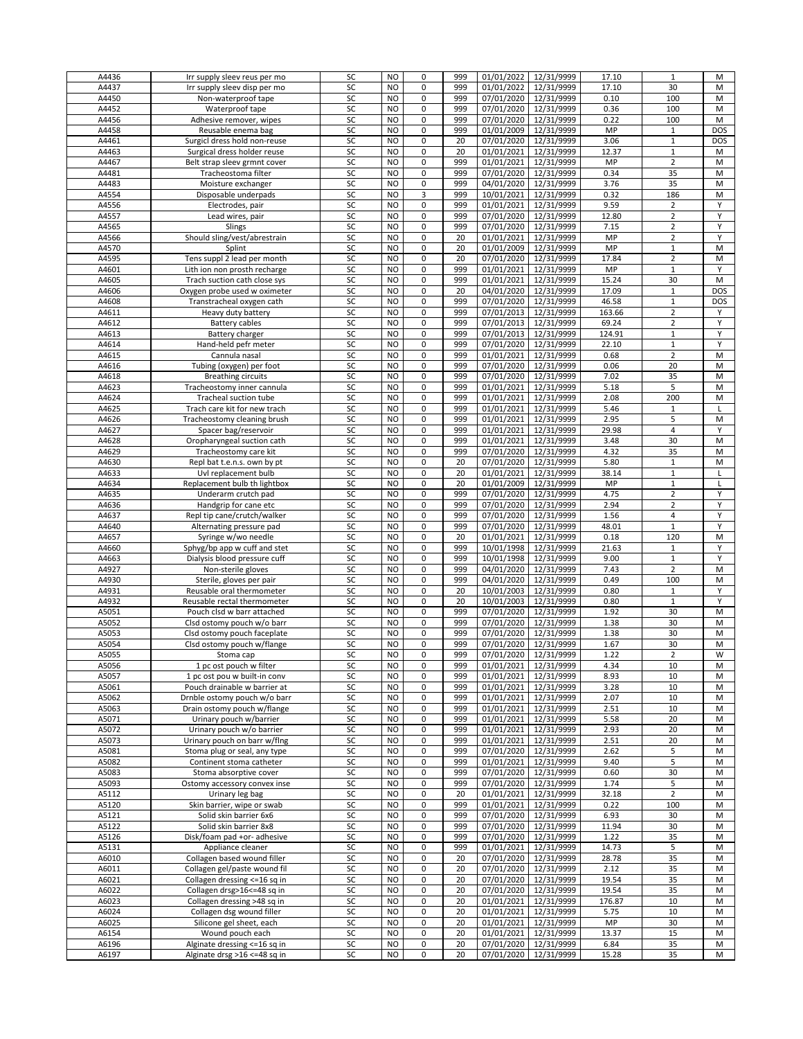| | | | | | | | | | | |
|---|---|---|---|---|---|---|---|---|---|---|
| A4436 | Irr supply sleev reus per mo | SC | NO | 0 | 999 | 01/01/2022 | 12/31/9999 | 17.10 | 1 | M |
| A4437 | Irr supply sleev disp per mo | SC | NO | 0 | 999 | 01/01/2022 | 12/31/9999 | 17.10 | 30 | M |
| A4450 | Non-waterproof tape | SC | NO | 0 | 999 | 07/01/2020 | 12/31/9999 | 0.10 | 100 | M |
| A4452 | Waterproof tape | SC | NO | 0 | 999 | 07/01/2020 | 12/31/9999 | 0.36 | 100 | M |
| A4456 | Adhesive remover, wipes | SC | NO | 0 | 999 | 07/01/2020 | 12/31/9999 | 0.22 | 100 | M |
| A4458 | Reusable enema bag | SC | NO | 0 | 999 | 01/01/2009 | 12/31/9999 | MP | 1 | DOS |
| A4461 | Surgicl dress hold non-reuse | SC | NO | 0 | 20 | 07/01/2020 | 12/31/9999 | 3.06 | 1 | DOS |
| A4463 | Surgical dress holder reuse | SC | NO | 0 | 20 | 01/01/2021 | 12/31/9999 | 12.37 | 1 | M |
| A4467 | Belt strap sleev grmnt cover | SC | NO | 0 | 999 | 01/01/2021 | 12/31/9999 | MP | 2 | M |
| A4481 | Tracheostoma filter | SC | NO | 0 | 999 | 07/01/2020 | 12/31/9999 | 0.34 | 35 | M |
| A4483 | Moisture exchanger | SC | NO | 0 | 999 | 04/01/2020 | 12/31/9999 | 3.76 | 35 | M |
| A4554 | Disposable underpads | SC | NO | 3 | 999 | 10/01/2021 | 12/31/9999 | 0.32 | 186 | M |
| A4556 | Electrodes, pair | SC | NO | 0 | 999 | 01/01/2021 | 12/31/9999 | 9.59 | 2 | Y |
| A4557 | Lead wires, pair | SC | NO | 0 | 999 | 07/01/2020 | 12/31/9999 | 12.80 | 2 | Y |
| A4565 | Slings | SC | NO | 0 | 999 | 07/01/2020 | 12/31/9999 | 7.15 | 2 | Y |
| A4566 | Should sling/vest/abrestrain | SC | NO | 0 | 20 | 01/01/2021 | 12/31/9999 | MP | 2 | Y |
| A4570 | Splint | SC | NO | 0 | 20 | 01/01/2009 | 12/31/9999 | MP | 1 | M |
| A4595 | Tens suppl 2 lead per month | SC | NO | 0 | 20 | 07/01/2020 | 12/31/9999 | 17.84 | 2 | M |
| A4601 | Lith ion non prosth recharge | SC | NO | 0 | 999 | 01/01/2021 | 12/31/9999 | MP | 1 | Y |
| A4605 | Trach suction cath close sys | SC | NO | 0 | 999 | 01/01/2021 | 12/31/9999 | 15.24 | 30 | M |
| A4606 | Oxygen probe used w oximeter | SC | NO | 0 | 20 | 04/01/2020 | 12/31/9999 | 17.09 | 1 | DOS |
| A4608 | Transtracheal oxygen cath | SC | NO | 0 | 999 | 07/01/2020 | 12/31/9999 | 46.58 | 1 | DOS |
| A4611 | Heavy duty battery | SC | NO | 0 | 999 | 07/01/2013 | 12/31/9999 | 163.66 | 2 | Y |
| A4612 | Battery cables | SC | NO | 0 | 999 | 07/01/2013 | 12/31/9999 | 69.24 | 2 | Y |
| A4613 | Battery charger | SC | NO | 0 | 999 | 07/01/2013 | 12/31/9999 | 124.91 | 1 | Y |
| A4614 | Hand-held pefr meter | SC | NO | 0 | 999 | 07/01/2020 | 12/31/9999 | 22.10 | 1 | Y |
| A4615 | Cannula nasal | SC | NO | 0 | 999 | 01/01/2021 | 12/31/9999 | 0.68 | 2 | M |
| A4616 | Tubing (oxygen) per foot | SC | NO | 0 | 999 | 07/01/2020 | 12/31/9999 | 0.06 | 20 | M |
| A4618 | Breathing circuits | SC | NO | 0 | 999 | 07/01/2020 | 12/31/9999 | 7.02 | 35 | M |
| A4623 | Tracheostomy inner cannula | SC | NO | 0 | 999 | 01/01/2021 | 12/31/9999 | 5.18 | 5 | M |
| A4624 | Tracheal suction tube | SC | NO | 0 | 999 | 01/01/2021 | 12/31/9999 | 2.08 | 200 | M |
| A4625 | Trach care kit for new trach | SC | NO | 0 | 999 | 01/01/2021 | 12/31/9999 | 5.46 | 1 | L |
| A4626 | Tracheostomy cleaning brush | SC | NO | 0 | 999 | 01/01/2021 | 12/31/9999 | 2.95 | 5 | M |
| A4627 | Spacer bag/reservoir | SC | NO | 0 | 999 | 01/01/2021 | 12/31/9999 | 29.98 | 4 | Y |
| A4628 | Oropharyngeal suction cath | SC | NO | 0 | 999 | 01/01/2021 | 12/31/9999 | 3.48 | 30 | M |
| A4629 | Tracheostomy care kit | SC | NO | 0 | 999 | 07/01/2020 | 12/31/9999 | 4.32 | 35 | M |
| A4630 | Repl bat t.e.n.s. own by pt | SC | NO | 0 | 20 | 07/01/2020 | 12/31/9999 | 5.80 | 1 | M |
| A4633 | Uvl replacement bulb | SC | NO | 0 | 20 | 01/01/2021 | 12/31/9999 | 38.14 | 1 | L |
| A4634 | Replacement bulb th lightbox | SC | NO | 0 | 20 | 01/01/2009 | 12/31/9999 | MP | 1 | L |
| A4635 | Underarm crutch pad | SC | NO | 0 | 999 | 07/01/2020 | 12/31/9999 | 4.75 | 2 | Y |
| A4636 | Handgrip for cane etc | SC | NO | 0 | 999 | 07/01/2020 | 12/31/9999 | 2.94 | 2 | Y |
| A4637 | Repl tip cane/crutch/walker | SC | NO | 0 | 999 | 07/01/2020 | 12/31/9999 | 1.56 | 4 | Y |
| A4640 | Alternating pressure pad | SC | NO | 0 | 999 | 07/01/2020 | 12/31/9999 | 48.01 | 1 | Y |
| A4657 | Syringe w/wo needle | SC | NO | 0 | 20 | 01/01/2021 | 12/31/9999 | 0.18 | 120 | M |
| A4660 | Sphyg/bp app w cuff and stet | SC | NO | 0 | 999 | 10/01/1998 | 12/31/9999 | 21.63 | 1 | Y |
| A4663 | Dialysis blood pressure cuff | SC | NO | 0 | 999 | 10/01/1998 | 12/31/9999 | 9.00 | 1 | Y |
| A4927 | Non-sterile gloves | SC | NO | 0 | 999 | 04/01/2020 | 12/31/9999 | 7.43 | 2 | M |
| A4930 | Sterile, gloves per pair | SC | NO | 0 | 999 | 04/01/2020 | 12/31/9999 | 0.49 | 100 | M |
| A4931 | Reusable oral thermometer | SC | NO | 0 | 20 | 10/01/2003 | 12/31/9999 | 0.80 | 1 | Y |
| A4932 | Reusable rectal thermometer | SC | NO | 0 | 20 | 10/01/2003 | 12/31/9999 | 0.80 | 1 | Y |
| A5051 | Pouch clsd w barr attached | SC | NO | 0 | 999 | 07/01/2020 | 12/31/9999 | 1.92 | 30 | M |
| A5052 | Clsd ostomy pouch w/o barr | SC | NO | 0 | 999 | 07/01/2020 | 12/31/9999 | 1.38 | 30 | M |
| A5053 | Clsd ostomy pouch faceplate | SC | NO | 0 | 999 | 07/01/2020 | 12/31/9999 | 1.38 | 30 | M |
| A5054 | Clsd ostomy pouch w/flange | SC | NO | 0 | 999 | 07/01/2020 | 12/31/9999 | 1.67 | 30 | M |
| A5055 | Stoma cap | SC | NO | 0 | 999 | 07/01/2020 | 12/31/9999 | 1.22 | 2 | W |
| A5056 | 1 pc ost pouch w filter | SC | NO | 0 | 999 | 01/01/2021 | 12/31/9999 | 4.34 | 10 | M |
| A5057 | 1 pc ost pou w built-in conv | SC | NO | 0 | 999 | 01/01/2021 | 12/31/9999 | 8.93 | 10 | M |
| A5061 | Pouch drainable w barrier at | SC | NO | 0 | 999 | 01/01/2021 | 12/31/9999 | 3.28 | 10 | M |
| A5062 | Drnble ostomy pouch w/o barr | SC | NO | 0 | 999 | 01/01/2021 | 12/31/9999 | 2.07 | 10 | M |
| A5063 | Drain ostomy pouch w/flange | SC | NO | 0 | 999 | 01/01/2021 | 12/31/9999 | 2.51 | 10 | M |
| A5071 | Urinary pouch w/barrier | SC | NO | 0 | 999 | 01/01/2021 | 12/31/9999 | 5.58 | 20 | M |
| A5072 | Urinary pouch w/o barrier | SC | NO | 0 | 999 | 01/01/2021 | 12/31/9999 | 2.93 | 20 | M |
| A5073 | Urinary pouch on barr w/flng | SC | NO | 0 | 999 | 01/01/2021 | 12/31/9999 | 2.51 | 20 | M |
| A5081 | Stoma plug or seal, any type | SC | NO | 0 | 999 | 07/01/2020 | 12/31/9999 | 2.62 | 5 | M |
| A5082 | Continent stoma catheter | SC | NO | 0 | 999 | 01/01/2021 | 12/31/9999 | 9.40 | 5 | M |
| A5083 | Stoma absorptive cover | SC | NO | 0 | 999 | 07/01/2020 | 12/31/9999 | 0.60 | 30 | M |
| A5093 | Ostomy accessory convex inse | SC | NO | 0 | 999 | 07/01/2020 | 12/31/9999 | 1.74 | 5 | M |
| A5112 | Urinary leg bag | SC | NO | 0 | 20 | 01/01/2021 | 12/31/9999 | 32.18 | 2 | M |
| A5120 | Skin barrier, wipe or swab | SC | NO | 0 | 999 | 01/01/2021 | 12/31/9999 | 0.22 | 100 | M |
| A5121 | Solid skin barrier 6x6 | SC | NO | 0 | 999 | 07/01/2020 | 12/31/9999 | 6.93 | 30 | M |
| A5122 | Solid skin barrier 8x8 | SC | NO | 0 | 999 | 07/01/2020 | 12/31/9999 | 11.94 | 30 | M |
| A5126 | Disk/foam pad +or- adhesive | SC | NO | 0 | 999 | 07/01/2020 | 12/31/9999 | 1.22 | 35 | M |
| A5131 | Appliance cleaner | SC | NO | 0 | 999 | 01/01/2021 | 12/31/9999 | 14.73 | 5 | M |
| A6010 | Collagen based wound filler | SC | NO | 0 | 20 | 07/01/2020 | 12/31/9999 | 28.78 | 35 | M |
| A6011 | Collagen gel/paste wound fil | SC | NO | 0 | 20 | 07/01/2020 | 12/31/9999 | 2.12 | 35 | M |
| A6021 | Collagen dressing <=16 sq in | SC | NO | 0 | 20 | 07/01/2020 | 12/31/9999 | 19.54 | 35 | M |
| A6022 | Collagen drsg>16<=48 sq in | SC | NO | 0 | 20 | 07/01/2020 | 12/31/9999 | 19.54 | 35 | M |
| A6023 | Collagen dressing >48 sq in | SC | NO | 0 | 20 | 01/01/2021 | 12/31/9999 | 176.87 | 10 | M |
| A6024 | Collagen dsg wound filler | SC | NO | 0 | 20 | 01/01/2021 | 12/31/9999 | 5.75 | 10 | M |
| A6025 | Silicone gel sheet, each | SC | NO | 0 | 20 | 01/01/2021 | 12/31/9999 | MP | 30 | M |
| A6154 | Wound pouch each | SC | NO | 0 | 20 | 01/01/2021 | 12/31/9999 | 13.37 | 15 | M |
| A6196 | Alginate dressing <=16 sq in | SC | NO | 0 | 20 | 07/01/2020 | 12/31/9999 | 6.84 | 35 | M |
| A6197 | Alginate drsg >16 <=48 sq in | SC | NO | 0 | 20 | 07/01/2020 | 12/31/9999 | 15.28 | 35 | M |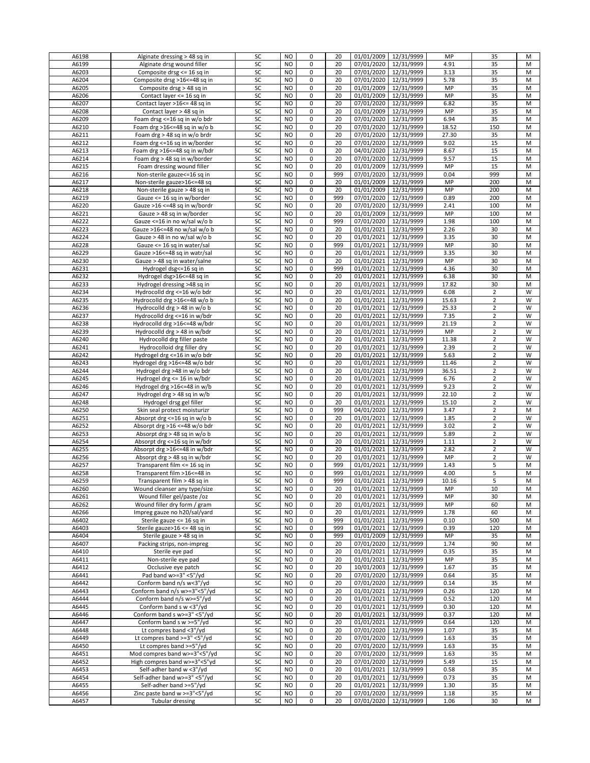| | | | | | | | | | | |
|---|---|---|---|---|---|---|---|---|---|---|
| A6198 | Alginate dressing > 48 sq in | SC | NO | 0 | 20 | 01/01/2009 | 12/31/9999 | MP | 35 | M |
| A6199 | Alginate drsg wound filler | SC | NO | 0 | 20 | 07/01/2020 | 12/31/9999 | 4.91 | 35 | M |
| A6203 | Composite drsg <= 16 sq in | SC | NO | 0 | 20 | 07/01/2020 | 12/31/9999 | 3.13 | 35 | M |
| A6204 | Composite drsg >16<=48 sq in | SC | NO | 0 | 20 | 07/01/2020 | 12/31/9999 | 5.78 | 35 | M |
| A6205 | Composite drsg > 48 sq in | SC | NO | 0 | 20 | 01/01/2009 | 12/31/9999 | MP | 35 | M |
| A6206 | Contact layer <= 16 sq in | SC | NO | 0 | 20 | 01/01/2009 | 12/31/9999 | MP | 35 | M |
| A6207 | Contact layer >16<= 48 sq in | SC | NO | 0 | 20 | 07/01/2020 | 12/31/9999 | 6.82 | 35 | M |
| A6208 | Contact layer > 48 sq in | SC | NO | 0 | 20 | 01/01/2009 | 12/31/9999 | MP | 35 | M |
| A6209 | Foam drsg <=16 sq in w/o bdr | SC | NO | 0 | 20 | 07/01/2020 | 12/31/9999 | 6.94 | 35 | M |
| A6210 | Foam drg >16<=48 sq in w/o b | SC | NO | 0 | 20 | 07/01/2020 | 12/31/9999 | 18.52 | 150 | M |
| A6211 | Foam drg > 48 sq in w/o brdr | SC | NO | 0 | 20 | 07/01/2020 | 12/31/9999 | 27.30 | 35 | M |
| A6212 | Foam drg <=16 sq in w/border | SC | NO | 0 | 20 | 07/01/2020 | 12/31/9999 | 9.02 | 15 | M |
| A6213 | Foam drg >16<=48 sq in w/bdr | SC | NO | 0 | 20 | 04/01/2020 | 12/31/9999 | 8.67 | 15 | M |
| A6214 | Foam drg > 48 sq in w/border | SC | NO | 0 | 20 | 07/01/2020 | 12/31/9999 | 9.57 | 15 | M |
| A6215 | Foam dressing wound filler | SC | NO | 0 | 20 | 01/01/2009 | 12/31/9999 | MP | 15 | M |
| A6216 | Non-sterile gauze<=16 sq in | SC | NO | 0 | 999 | 07/01/2020 | 12/31/9999 | 0.04 | 999 | M |
| A6217 | Non-sterile gauze>16<=48 sq | SC | NO | 0 | 20 | 01/01/2009 | 12/31/9999 | MP | 200 | M |
| A6218 | Non-sterile gauze > 48 sq in | SC | NO | 0 | 20 | 01/01/2009 | 12/31/9999 | MP | 200 | M |
| A6219 | Gauze <= 16 sq in w/border | SC | NO | 0 | 999 | 07/01/2020 | 12/31/9999 | 0.89 | 200 | M |
| A6220 | Gauze >16 <=48 sq in w/bordr | SC | NO | 0 | 20 | 07/01/2020 | 12/31/9999 | 2.41 | 100 | M |
| A6221 | Gauze > 48 sq in w/border | SC | NO | 0 | 20 | 01/01/2009 | 12/31/9999 | MP | 100 | M |
| A6222 | Gauze <=16 in no w/sal w/o b | SC | NO | 0 | 999 | 07/01/2020 | 12/31/9999 | 1.98 | 100 | M |
| A6223 | Gauze >16<=48 no w/sal w/o b | SC | NO | 0 | 20 | 01/01/2021 | 12/31/9999 | 2.26 | 30 | M |
| A6224 | Gauze > 48 in no w/sal w/o b | SC | NO | 0 | 20 | 01/01/2021 | 12/31/9999 | 3.35 | 30 | M |
| A6228 | Gauze <= 16 sq in water/sal | SC | NO | 0 | 999 | 01/01/2021 | 12/31/9999 | MP | 30 | M |
| A6229 | Gauze >16<=48 sq in watr/sal | SC | NO | 0 | 20 | 01/01/2021 | 12/31/9999 | 3.35 | 30 | M |
| A6230 | Gauze > 48 sq in water/salne | SC | NO | 0 | 20 | 01/01/2021 | 12/31/9999 | MP | 30 | M |
| A6231 | Hydrogel dsg<=16 sq in | SC | NO | 0 | 999 | 01/01/2021 | 12/31/9999 | 4.36 | 30 | M |
| A6232 | Hydrogel dsg>16<=48 sq in | SC | NO | 0 | 20 | 01/01/2021 | 12/31/9999 | 6.38 | 30 | M |
| A6233 | Hydrogel dressing >48 sq in | SC | NO | 0 | 20 | 01/01/2021 | 12/31/9999 | 17.82 | 30 | M |
| A6234 | Hydrocolld drg <=16 w/o bdr | SC | NO | 0 | 20 | 01/01/2021 | 12/31/9999 | 6.08 | 2 | W |
| A6235 | Hydrocolld drg >16<=48 w/o b | SC | NO | 0 | 20 | 01/01/2021 | 12/31/9999 | 15.63 | 2 | W |
| A6236 | Hydrocolld drg > 48 in w/o b | SC | NO | 0 | 20 | 01/01/2021 | 12/31/9999 | 25.33 | 2 | W |
| A6237 | Hydrocolld drg <=16 in w/bdr | SC | NO | 0 | 20 | 01/01/2021 | 12/31/9999 | 7.35 | 2 | W |
| A6238 | Hydrocolld drg >16<=48 w/bdr | SC | NO | 0 | 20 | 01/01/2021 | 12/31/9999 | 21.19 | 2 | W |
| A6239 | Hydrocolld drg > 48 in w/bdr | SC | NO | 0 | 20 | 01/01/2021 | 12/31/9999 | MP | 2 | W |
| A6240 | Hydrocolld drg filler paste | SC | NO | 0 | 20 | 01/01/2021 | 12/31/9999 | 11.38 | 2 | W |
| A6241 | Hydrocolloid drg filler dry | SC | NO | 0 | 20 | 01/01/2021 | 12/31/9999 | 2.39 | 2 | W |
| A6242 | Hydrogel drg <=16 in w/o bdr | SC | NO | 0 | 20 | 01/01/2021 | 12/31/9999 | 5.63 | 2 | W |
| A6243 | Hydrogel drg >16<=48 w/o bdr | SC | NO | 0 | 20 | 01/01/2021 | 12/31/9999 | 11.46 | 2 | W |
| A6244 | Hydrogel drg >48 in w/o bdr | SC | NO | 0 | 20 | 01/01/2021 | 12/31/9999 | 36.51 | 2 | W |
| A6245 | Hydrogel drg <= 16 in w/bdr | SC | NO | 0 | 20 | 01/01/2021 | 12/31/9999 | 6.76 | 2 | W |
| A6246 | Hydrogel drg >16<=48 in w/b | SC | NO | 0 | 20 | 01/01/2021 | 12/31/9999 | 9.23 | 2 | W |
| A6247 | Hydrogel drg > 48 sq in w/b | SC | NO | 0 | 20 | 01/01/2021 | 12/31/9999 | 22.10 | 2 | W |
| A6248 | Hydrogel drsg gel filler | SC | NO | 0 | 20 | 01/01/2021 | 12/31/9999 | 15.10 | 2 | W |
| A6250 | Skin seal protect moisturizr | SC | NO | 0 | 999 | 04/01/2020 | 12/31/9999 | 3.47 | 2 | M |
| A6251 | Absorpt drg <=16 sq in w/o b | SC | NO | 0 | 20 | 01/01/2021 | 12/31/9999 | 1.85 | 2 | W |
| A6252 | Absorpt drg >16 <=48 w/o bdr | SC | NO | 0 | 20 | 01/01/2021 | 12/31/9999 | 3.02 | 2 | W |
| A6253 | Absorpt drg > 48 sq in w/o b | SC | NO | 0 | 20 | 01/01/2021 | 12/31/9999 | 5.89 | 2 | W |
| A6254 | Absorpt drg <=16 sq in w/bdr | SC | NO | 0 | 20 | 01/01/2021 | 12/31/9999 | 1.11 | 2 | W |
| A6255 | Absorpt drg >16<=48 in w/bdr | SC | NO | 0 | 20 | 01/01/2021 | 12/31/9999 | 2.82 | 2 | W |
| A6256 | Absorpt drg > 48 sq in w/bdr | SC | NO | 0 | 20 | 01/01/2021 | 12/31/9999 | MP | 2 | W |
| A6257 | Transparent film <= 16 sq in | SC | NO | 0 | 999 | 01/01/2021 | 12/31/9999 | 1.43 | 5 | M |
| A6258 | Transparent film >16<=48 in | SC | NO | 0 | 999 | 01/01/2021 | 12/31/9999 | 4.00 | 5 | M |
| A6259 | Transparent film > 48 sq in | SC | NO | 0 | 999 | 01/01/2021 | 12/31/9999 | 10.16 | 5 | M |
| A6260 | Wound cleanser any type/size | SC | NO | 0 | 20 | 01/01/2021 | 12/31/9999 | MP | 10 | M |
| A6261 | Wound filler gel/paste /oz | SC | NO | 0 | 20 | 01/01/2021 | 12/31/9999 | MP | 30 | M |
| A6262 | Wound filler dry form / gram | SC | NO | 0 | 20 | 01/01/2021 | 12/31/9999 | MP | 60 | M |
| A6266 | Impreg gauze no h20/sal/yard | SC | NO | 0 | 20 | 01/01/2021 | 12/31/9999 | 1.78 | 60 | M |
| A6402 | Sterile gauze <= 16 sq in | SC | NO | 0 | 999 | 01/01/2021 | 12/31/9999 | 0.10 | 500 | M |
| A6403 | Sterile gauze>16 <= 48 sq in | SC | NO | 0 | 999 | 01/01/2021 | 12/31/9999 | 0.39 | 120 | M |
| A6404 | Sterile gauze > 48 sq in | SC | NO | 0 | 999 | 01/01/2009 | 12/31/9999 | MP | 35 | M |
| A6407 | Packing strips, non-impreg | SC | NO | 0 | 20 | 07/01/2020 | 12/31/9999 | 1.74 | 90 | M |
| A6410 | Sterile eye pad | SC | NO | 0 | 20 | 01/01/2021 | 12/31/9999 | 0.35 | 35 | M |
| A6411 | Non-sterile eye pad | SC | NO | 0 | 20 | 01/01/2021 | 12/31/9999 | MP | 35 | M |
| A6412 | Occlusive eye patch | SC | NO | 0 | 20 | 10/01/2003 | 12/31/9999 | 1.67 | 35 | M |
| A6441 | Pad band w>=3" <5"/yd | SC | NO | 0 | 20 | 07/01/2020 | 12/31/9999 | 0.64 | 35 | M |
| A6442 | Conform band n/s w<3"/yd | SC | NO | 0 | 20 | 07/01/2020 | 12/31/9999 | 0.14 | 35 | M |
| A6443 | Conform band n/s w>=3"<5"/yd | SC | NO | 0 | 20 | 01/01/2021 | 12/31/9999 | 0.26 | 120 | M |
| A6444 | Conform band n/s w>=5"/yd | SC | NO | 0 | 20 | 01/01/2021 | 12/31/9999 | 0.52 | 120 | M |
| A6445 | Conform band s w <3"/yd | SC | NO | 0 | 20 | 01/01/2021 | 12/31/9999 | 0.30 | 120 | M |
| A6446 | Conform band s w>=3" <5"/yd | SC | NO | 0 | 20 | 01/01/2021 | 12/31/9999 | 0.37 | 120 | M |
| A6447 | Conform band s w >=5"/yd | SC | NO | 0 | 20 | 01/01/2021 | 12/31/9999 | 0.64 | 120 | M |
| A6448 | Lt compres band <3"/yd | SC | NO | 0 | 20 | 07/01/2020 | 12/31/9999 | 1.07 | 35 | M |
| A6449 | Lt compres band >=3" <5"/yd | SC | NO | 0 | 20 | 07/01/2020 | 12/31/9999 | 1.63 | 35 | M |
| A6450 | Lt compres band >=5"/yd | SC | NO | 0 | 20 | 07/01/2020 | 12/31/9999 | 1.63 | 35 | M |
| A6451 | Mod compres band w>=3"<5"/yd | SC | NO | 0 | 20 | 07/01/2020 | 12/31/9999 | 1.63 | 35 | M |
| A6452 | High compres band w>=3"<5"yd | SC | NO | 0 | 20 | 07/01/2020 | 12/31/9999 | 5.49 | 15 | M |
| A6453 | Self-adher band w <3"/yd | SC | NO | 0 | 20 | 01/01/2021 | 12/31/9999 | 0.58 | 35 | M |
| A6454 | Self-adher band w>=3" <5"/yd | SC | NO | 0 | 20 | 01/01/2021 | 12/31/9999 | 0.73 | 35 | M |
| A6455 | Self-adher band >=5"/yd | SC | NO | 0 | 20 | 01/01/2021 | 12/31/9999 | 1.30 | 35 | M |
| A6456 | Zinc paste band w >=3"<5"/yd | SC | NO | 0 | 20 | 07/01/2020 | 12/31/9999 | 1.18 | 35 | M |
| A6457 | Tubular dressing | SC | NO | 0 | 20 | 07/01/2020 | 12/31/9999 | 1.06 | 30 | M |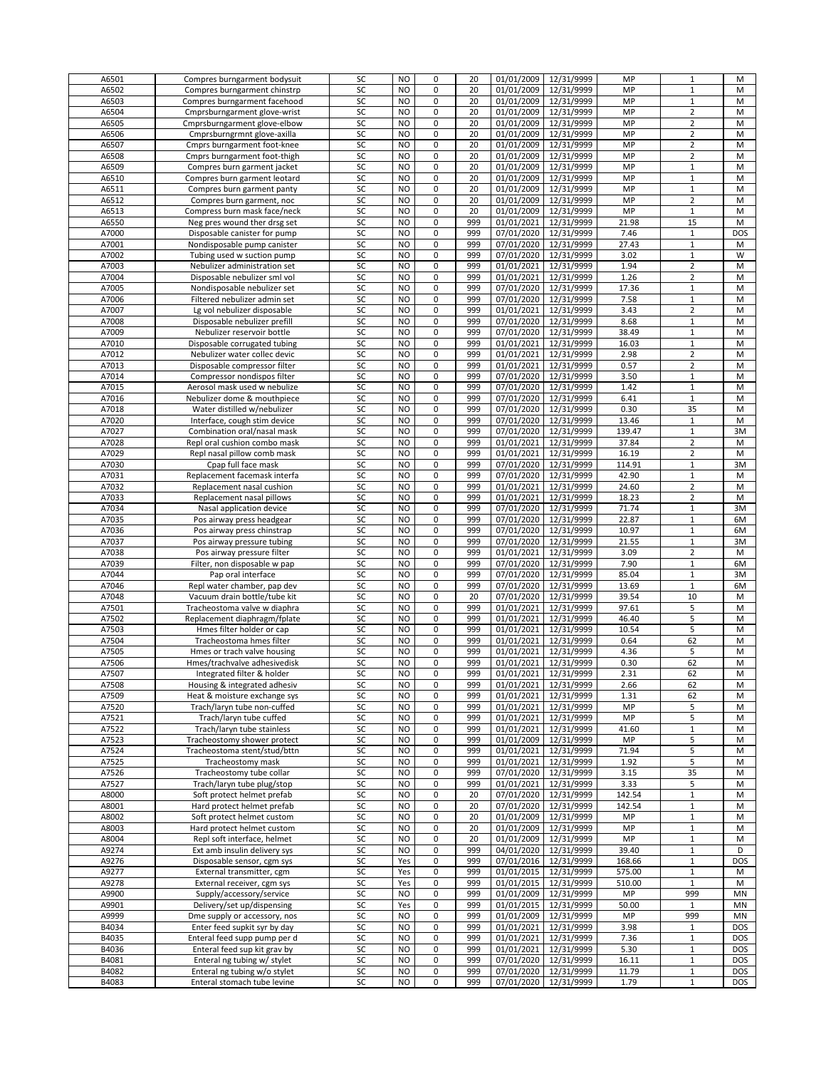| | | | | | | | | | | |
|---|---|---|---|---|---|---|---|---|---|---|
| A6501 | Compres burngarment bodysuit | SC | NO | 0 | 20 | 01/01/2009 | 12/31/9999 | MP | 1 | M |
| A6502 | Compres burngarment chinstrp | SC | NO | 0 | 20 | 01/01/2009 | 12/31/9999 | MP | 1 | M |
| A6503 | Compres burngarment facehood | SC | NO | 0 | 20 | 01/01/2009 | 12/31/9999 | MP | 1 | M |
| A6504 | Cmprsburngarment glove-wrist | SC | NO | 0 | 20 | 01/01/2009 | 12/31/9999 | MP | 2 | M |
| A6505 | Cmprsburngarment glove-elbow | SC | NO | 0 | 20 | 01/01/2009 | 12/31/9999 | MP | 2 | M |
| A6506 | Cmprsburngrmnt glove-axilla | SC | NO | 0 | 20 | 01/01/2009 | 12/31/9999 | MP | 2 | M |
| A6507 | Cmprs burngarment foot-knee | SC | NO | 0 | 20 | 01/01/2009 | 12/31/9999 | MP | 2 | M |
| A6508 | Cmprs burngarment foot-thigh | SC | NO | 0 | 20 | 01/01/2009 | 12/31/9999 | MP | 2 | M |
| A6509 | Compres burn garment jacket | SC | NO | 0 | 20 | 01/01/2009 | 12/31/9999 | MP | 1 | M |
| A6510 | Compres burn garment leotard | SC | NO | 0 | 20 | 01/01/2009 | 12/31/9999 | MP | 1 | M |
| A6511 | Compres burn garment panty | SC | NO | 0 | 20 | 01/01/2009 | 12/31/9999 | MP | 1 | M |
| A6512 | Compres burn garment, noc | SC | NO | 0 | 20 | 01/01/2009 | 12/31/9999 | MP | 2 | M |
| A6513 | Compress burn mask face/neck | SC | NO | 0 | 20 | 01/01/2009 | 12/31/9999 | MP | 1 | M |
| A6550 | Neg pres wound ther drsg set | SC | NO | 0 | 999 | 01/01/2021 | 12/31/9999 | 21.98 | 15 | M |
| A7000 | Disposable canister for pump | SC | NO | 0 | 999 | 07/01/2020 | 12/31/9999 | 7.46 | 1 | DOS |
| A7001 | Nondisposable pump canister | SC | NO | 0 | 999 | 07/01/2020 | 12/31/9999 | 27.43 | 1 | M |
| A7002 | Tubing used w suction pump | SC | NO | 0 | 999 | 07/01/2020 | 12/31/9999 | 3.02 | 1 | W |
| A7003 | Nebulizer administration set | SC | NO | 0 | 999 | 01/01/2021 | 12/31/9999 | 1.94 | 2 | M |
| A7004 | Disposable nebulizer sml vol | SC | NO | 0 | 999 | 01/01/2021 | 12/31/9999 | 1.26 | 2 | M |
| A7005 | Nondisposable nebulizer set | SC | NO | 0 | 999 | 07/01/2020 | 12/31/9999 | 17.36 | 1 | M |
| A7006 | Filtered nebulizer admin set | SC | NO | 0 | 999 | 07/01/2020 | 12/31/9999 | 7.58 | 1 | M |
| A7007 | Lg vol nebulizer disposable | SC | NO | 0 | 999 | 01/01/2021 | 12/31/9999 | 3.43 | 2 | M |
| A7008 | Disposable nebulizer prefill | SC | NO | 0 | 999 | 07/01/2020 | 12/31/9999 | 8.68 | 1 | M |
| A7009 | Nebulizer reservoir bottle | SC | NO | 0 | 999 | 07/01/2020 | 12/31/9999 | 38.49 | 1 | M |
| A7010 | Disposable corrugated tubing | SC | NO | 0 | 999 | 01/01/2021 | 12/31/9999 | 16.03 | 1 | M |
| A7012 | Nebulizer water collec devic | SC | NO | 0 | 999 | 01/01/2021 | 12/31/9999 | 2.98 | 2 | M |
| A7013 | Disposable compressor filter | SC | NO | 0 | 999 | 01/01/2021 | 12/31/9999 | 0.57 | 2 | M |
| A7014 | Compressor nondispos filter | SC | NO | 0 | 999 | 07/01/2020 | 12/31/9999 | 3.50 | 1 | M |
| A7015 | Aerosol mask used w nebulize | SC | NO | 0 | 999 | 07/01/2020 | 12/31/9999 | 1.42 | 1 | M |
| A7016 | Nebulizer dome & mouthpiece | SC | NO | 0 | 999 | 07/01/2020 | 12/31/9999 | 6.41 | 1 | M |
| A7018 | Water distilled w/nebulizer | SC | NO | 0 | 999 | 07/01/2020 | 12/31/9999 | 0.30 | 35 | M |
| A7020 | Interface, cough stim device | SC | NO | 0 | 999 | 07/01/2020 | 12/31/9999 | 13.46 | 1 | M |
| A7027 | Combination oral/nasal mask | SC | NO | 0 | 999 | 07/01/2020 | 12/31/9999 | 139.47 | 1 | 3M |
| A7028 | Repl oral cushion combo mask | SC | NO | 0 | 999 | 01/01/2021 | 12/31/9999 | 37.84 | 2 | M |
| A7029 | Repl nasal pillow comb mask | SC | NO | 0 | 999 | 01/01/2021 | 12/31/9999 | 16.19 | 2 | M |
| A7030 | Cpap full face mask | SC | NO | 0 | 999 | 07/01/2020 | 12/31/9999 | 114.91 | 1 | 3M |
| A7031 | Replacement facemask interfa | SC | NO | 0 | 999 | 07/01/2020 | 12/31/9999 | 42.90 | 1 | M |
| A7032 | Replacement nasal cushion | SC | NO | 0 | 999 | 01/01/2021 | 12/31/9999 | 24.60 | 2 | M |
| A7033 | Replacement nasal pillows | SC | NO | 0 | 999 | 01/01/2021 | 12/31/9999 | 18.23 | 2 | M |
| A7034 | Nasal application device | SC | NO | 0 | 999 | 07/01/2020 | 12/31/9999 | 71.74 | 1 | 3M |
| A7035 | Pos airway press headgear | SC | NO | 0 | 999 | 07/01/2020 | 12/31/9999 | 22.87 | 1 | 6M |
| A7036 | Pos airway press chinstrap | SC | NO | 0 | 999 | 07/01/2020 | 12/31/9999 | 10.97 | 1 | 6M |
| A7037 | Pos airway pressure tubing | SC | NO | 0 | 999 | 07/01/2020 | 12/31/9999 | 21.55 | 1 | 3M |
| A7038 | Pos airway pressure filter | SC | NO | 0 | 999 | 01/01/2021 | 12/31/9999 | 3.09 | 2 | M |
| A7039 | Filter, non disposable w pap | SC | NO | 0 | 999 | 07/01/2020 | 12/31/9999 | 7.90 | 1 | 6M |
| A7044 | Pap oral interface | SC | NO | 0 | 999 | 07/01/2020 | 12/31/9999 | 85.04 | 1 | 3M |
| A7046 | Repl water chamber, pap dev | SC | NO | 0 | 999 | 07/01/2020 | 12/31/9999 | 13.69 | 1 | 6M |
| A7048 | Vacuum drain bottle/tube kit | SC | NO | 0 | 20 | 07/01/2020 | 12/31/9999 | 39.54 | 10 | M |
| A7501 | Tracheostoma valve w diaphra | SC | NO | 0 | 999 | 01/01/2021 | 12/31/9999 | 97.61 | 5 | M |
| A7502 | Replacement diaphragm/fplate | SC | NO | 0 | 999 | 01/01/2021 | 12/31/9999 | 46.40 | 5 | M |
| A7503 | Hmes filter holder or cap | SC | NO | 0 | 999 | 01/01/2021 | 12/31/9999 | 10.54 | 5 | M |
| A7504 | Tracheostoma hmes filter | SC | NO | 0 | 999 | 01/01/2021 | 12/31/9999 | 0.64 | 62 | M |
| A7505 | Hmes or trach valve housing | SC | NO | 0 | 999 | 01/01/2021 | 12/31/9999 | 4.36 | 5 | M |
| A7506 | Hmes/trachvalve adhesivedisk | SC | NO | 0 | 999 | 01/01/2021 | 12/31/9999 | 0.30 | 62 | M |
| A7507 | Integrated filter & holder | SC | NO | 0 | 999 | 01/01/2021 | 12/31/9999 | 2.31 | 62 | M |
| A7508 | Housing & integrated adhesiv | SC | NO | 0 | 999 | 01/01/2021 | 12/31/9999 | 2.66 | 62 | M |
| A7509 | Heat & moisture exchange sys | SC | NO | 0 | 999 | 01/01/2021 | 12/31/9999 | 1.31 | 62 | M |
| A7520 | Trach/laryn tube non-cuffed | SC | NO | 0 | 999 | 01/01/2021 | 12/31/9999 | MP | 5 | M |
| A7521 | Trach/laryn tube cuffed | SC | NO | 0 | 999 | 01/01/2021 | 12/31/9999 | MP | 5 | M |
| A7522 | Trach/laryn tube stainless | SC | NO | 0 | 999 | 01/01/2021 | 12/31/9999 | 41.60 | 1 | M |
| A7523 | Tracheostomy shower protect | SC | NO | 0 | 999 | 01/01/2009 | 12/31/9999 | MP | 5 | M |
| A7524 | Tracheostoma stent/stud/bttn | SC | NO | 0 | 999 | 01/01/2021 | 12/31/9999 | 71.94 | 5 | M |
| A7525 | Tracheostomy mask | SC | NO | 0 | 999 | 01/01/2021 | 12/31/9999 | 1.92 | 5 | M |
| A7526 | Tracheostomy tube collar | SC | NO | 0 | 999 | 07/01/2020 | 12/31/9999 | 3.15 | 35 | M |
| A7527 | Trach/laryn tube plug/stop | SC | NO | 0 | 999 | 01/01/2021 | 12/31/9999 | 3.33 | 5 | M |
| A8000 | Soft protect helmet prefab | SC | NO | 0 | 20 | 07/01/2020 | 12/31/9999 | 142.54 | 1 | M |
| A8001 | Hard protect helmet prefab | SC | NO | 0 | 20 | 07/01/2020 | 12/31/9999 | 142.54 | 1 | M |
| A8002 | Soft protect helmet custom | SC | NO | 0 | 20 | 01/01/2009 | 12/31/9999 | MP | 1 | M |
| A8003 | Hard protect helmet custom | SC | NO | 0 | 20 | 01/01/2009 | 12/31/9999 | MP | 1 | M |
| A8004 | Repl soft interface, helmet | SC | NO | 0 | 20 | 01/01/2009 | 12/31/9999 | MP | 1 | M |
| A9274 | Ext amb insulin delivery sys | SC | NO | 0 | 999 | 04/01/2020 | 12/31/9999 | 39.40 | 1 | D |
| A9276 | Disposable sensor, cgm sys | SC | Yes | 0 | 999 | 07/01/2016 | 12/31/9999 | 168.66 | 1 | DOS |
| A9277 | External transmitter, cgm | SC | Yes | 0 | 999 | 01/01/2015 | 12/31/9999 | 575.00 | 1 | M |
| A9278 | External receiver, cgm sys | SC | Yes | 0 | 999 | 01/01/2015 | 12/31/9999 | 510.00 | 1 | M |
| A9900 | Supply/accessory/service | SC | NO | 0 | 999 | 01/01/2009 | 12/31/9999 | MP | 999 | MN |
| A9901 | Delivery/set up/dispensing | SC | Yes | 0 | 999 | 01/01/2015 | 12/31/9999 | 50.00 | 1 | MN |
| A9999 | Dme supply or accessory, nos | SC | NO | 0 | 999 | 01/01/2009 | 12/31/9999 | MP | 999 | MN |
| B4034 | Enter feed supkit syr by day | SC | NO | 0 | 999 | 01/01/2021 | 12/31/9999 | 3.98 | 1 | DOS |
| B4035 | Enteral feed supp pump per d | SC | NO | 0 | 999 | 01/01/2021 | 12/31/9999 | 7.36 | 1 | DOS |
| B4036 | Enteral feed sup kit grav by | SC | NO | 0 | 999 | 01/01/2021 | 12/31/9999 | 5.30 | 1 | DOS |
| B4081 | Enteral ng tubing w/ stylet | SC | NO | 0 | 999 | 07/01/2020 | 12/31/9999 | 16.11 | 1 | DOS |
| B4082 | Enteral ng tubing w/o stylet | SC | NO | 0 | 999 | 07/01/2020 | 12/31/9999 | 11.79 | 1 | DOS |
| B4083 | Enteral stomach tube levine | SC | NO | 0 | 999 | 07/01/2020 | 12/31/9999 | 1.79 | 1 | DOS |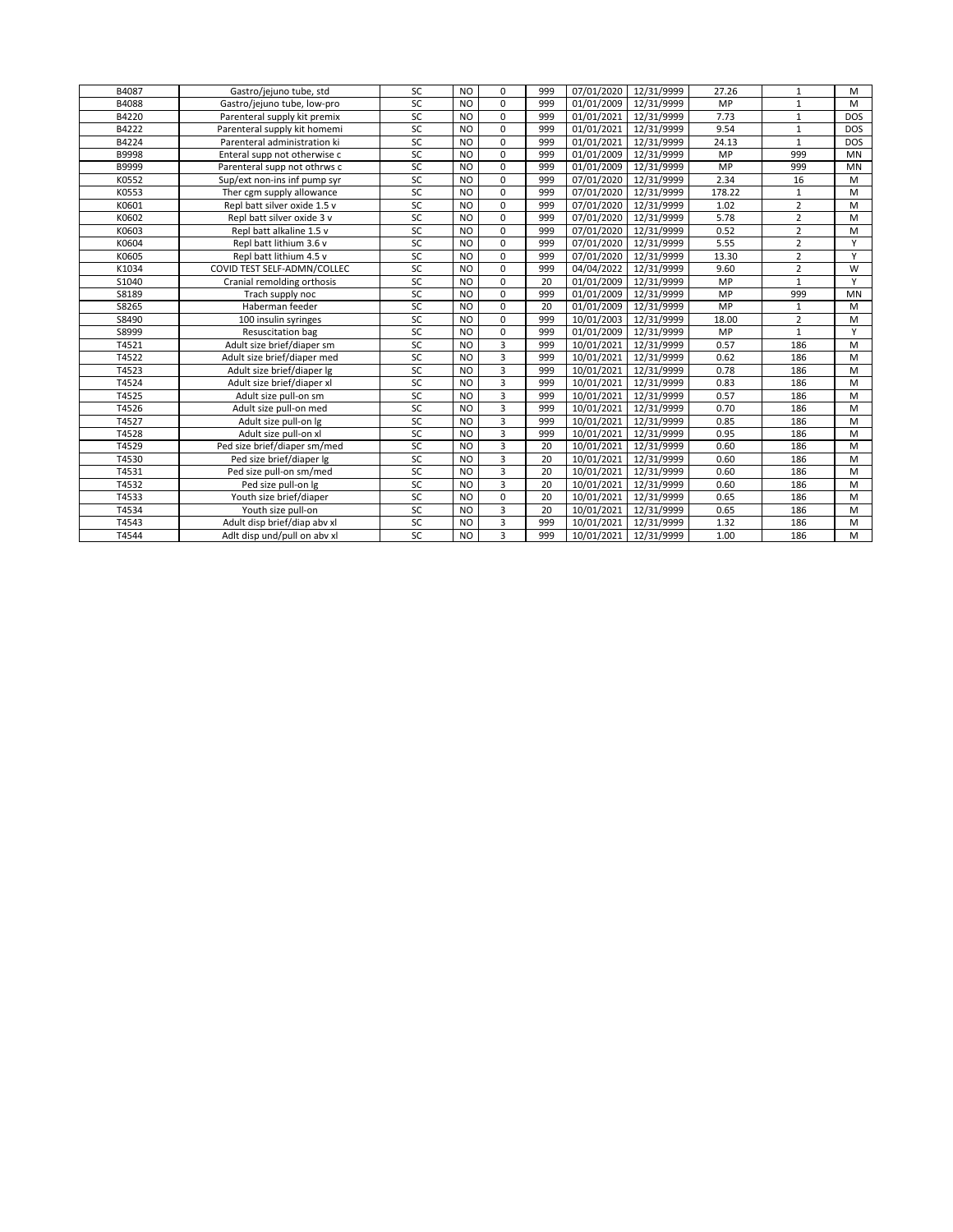| | | | | | | | | | | |
|---|---|---|---|---|---|---|---|---|---|---|
| B4087 | Gastro/jejuno tube, std | SC | NO | 0 | 999 | 07/01/2020 | 12/31/9999 | 27.26 | 1 | M |
| B4088 | Gastro/jejuno tube, low-pro | SC | NO | 0 | 999 | 01/01/2009 | 12/31/9999 | MP | 1 | M |
| B4220 | Parenteral supply kit premix | SC | NO | 0 | 999 | 01/01/2021 | 12/31/9999 | 7.73 | 1 | DOS |
| B4222 | Parenteral supply kit homemi | SC | NO | 0 | 999 | 01/01/2021 | 12/31/9999 | 9.54 | 1 | DOS |
| B4224 | Parenteral administration ki | SC | NO | 0 | 999 | 01/01/2021 | 12/31/9999 | 24.13 | 1 | DOS |
| B9998 | Enteral supp not otherwise c | SC | NO | 0 | 999 | 01/01/2009 | 12/31/9999 | MP | 999 | MN |
| B9999 | Parenteral supp not othrws c | SC | NO | 0 | 999 | 01/01/2009 | 12/31/9999 | MP | 999 | MN |
| K0552 | Sup/ext non-ins inf pump syr | SC | NO | 0 | 999 | 07/01/2020 | 12/31/9999 | 2.34 | 16 | M |
| K0553 | Ther cgm supply allowance | SC | NO | 0 | 999 | 07/01/2020 | 12/31/9999 | 178.22 | 1 | M |
| K0601 | Repl batt silver oxide 1.5 v | SC | NO | 0 | 999 | 07/01/2020 | 12/31/9999 | 1.02 | 2 | M |
| K0602 | Repl batt silver oxide 3 v | SC | NO | 0 | 999 | 07/01/2020 | 12/31/9999 | 5.78 | 2 | M |
| K0603 | Repl batt alkaline 1.5 v | SC | NO | 0 | 999 | 07/01/2020 | 12/31/9999 | 0.52 | 2 | M |
| K0604 | Repl batt lithium 3.6 v | SC | NO | 0 | 999 | 07/01/2020 | 12/31/9999 | 5.55 | 2 | Y |
| K0605 | Repl batt lithium 4.5 v | SC | NO | 0 | 999 | 07/01/2020 | 12/31/9999 | 13.30 | 2 | Y |
| K1034 | COVID TEST SELF-ADMN/COLLEC | SC | NO | 0 | 999 | 04/04/2022 | 12/31/9999 | 9.60 | 2 | W |
| S1040 | Cranial remolding orthosis | SC | NO | 0 | 20 | 01/01/2009 | 12/31/9999 | MP | 1 | Y |
| S8189 | Trach supply noc | SC | NO | 0 | 999 | 01/01/2009 | 12/31/9999 | MP | 999 | MN |
| S8265 | Haberman feeder | SC | NO | 0 | 20 | 01/01/2009 | 12/31/9999 | MP | 1 | M |
| S8490 | 100 insulin syringes | SC | NO | 0 | 999 | 10/01/2003 | 12/31/9999 | 18.00 | 2 | M |
| S8999 | Resuscitation bag | SC | NO | 0 | 999 | 01/01/2009 | 12/31/9999 | MP | 1 | Y |
| T4521 | Adult size brief/diaper sm | SC | NO | 3 | 999 | 10/01/2021 | 12/31/9999 | 0.57 | 186 | M |
| T4522 | Adult size brief/diaper med | SC | NO | 3 | 999 | 10/01/2021 | 12/31/9999 | 0.62 | 186 | M |
| T4523 | Adult size brief/diaper lg | SC | NO | 3 | 999 | 10/01/2021 | 12/31/9999 | 0.78 | 186 | M |
| T4524 | Adult size brief/diaper xl | SC | NO | 3 | 999 | 10/01/2021 | 12/31/9999 | 0.83 | 186 | M |
| T4525 | Adult size pull-on sm | SC | NO | 3 | 999 | 10/01/2021 | 12/31/9999 | 0.57 | 186 | M |
| T4526 | Adult size pull-on med | SC | NO | 3 | 999 | 10/01/2021 | 12/31/9999 | 0.70 | 186 | M |
| T4527 | Adult size pull-on lg | SC | NO | 3 | 999 | 10/01/2021 | 12/31/9999 | 0.85 | 186 | M |
| T4528 | Adult size pull-on xl | SC | NO | 3 | 999 | 10/01/2021 | 12/31/9999 | 0.95 | 186 | M |
| T4529 | Ped size brief/diaper sm/med | SC | NO | 3 | 20 | 10/01/2021 | 12/31/9999 | 0.60 | 186 | M |
| T4530 | Ped size brief/diaper lg | SC | NO | 3 | 20 | 10/01/2021 | 12/31/9999 | 0.60 | 186 | M |
| T4531 | Ped size pull-on sm/med | SC | NO | 3 | 20 | 10/01/2021 | 12/31/9999 | 0.60 | 186 | M |
| T4532 | Ped size pull-on lg | SC | NO | 3 | 20 | 10/01/2021 | 12/31/9999 | 0.60 | 186 | M |
| T4533 | Youth size brief/diaper | SC | NO | 0 | 20 | 10/01/2021 | 12/31/9999 | 0.65 | 186 | M |
| T4534 | Youth size pull-on | SC | NO | 3 | 20 | 10/01/2021 | 12/31/9999 | 0.65 | 186 | M |
| T4543 | Adult disp brief/diap abv xl | SC | NO | 3 | 999 | 10/01/2021 | 12/31/9999 | 1.32 | 186 | M |
| T4544 | Adlt disp und/pull on abv xl | SC | NO | 3 | 999 | 10/01/2021 | 12/31/9999 | 1.00 | 186 | M |